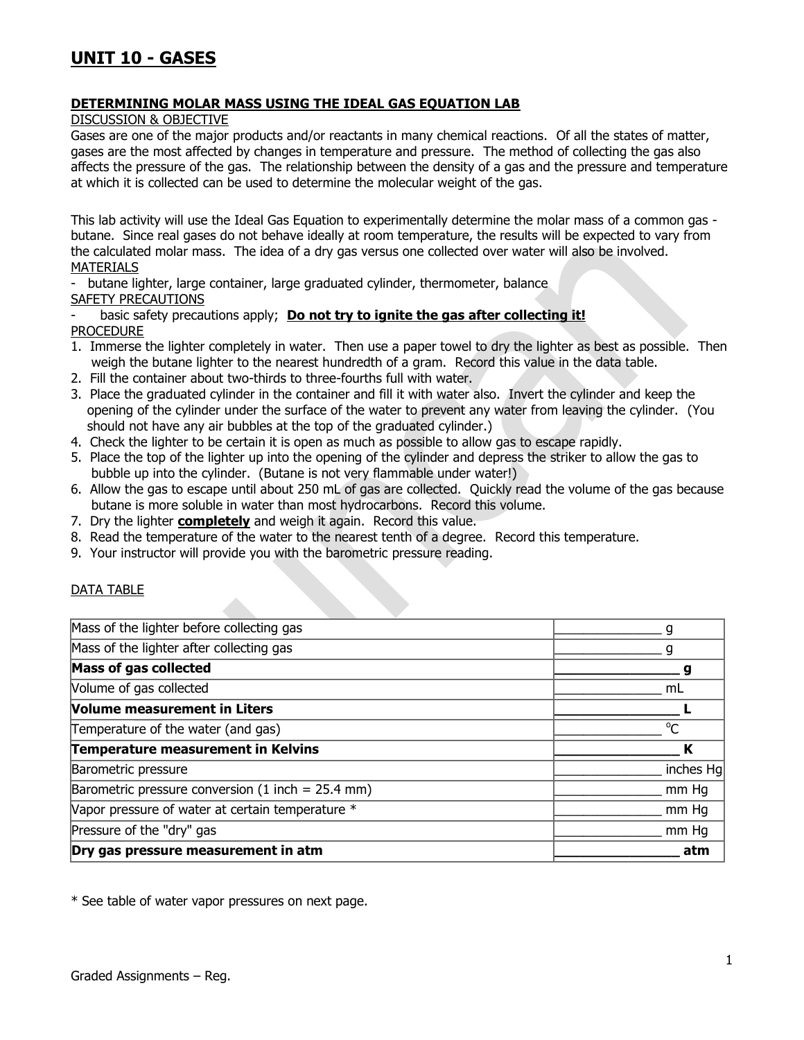# UNIT 10 - GASES

## DETERMINING MOLAR MASS USING THE IDEAL GAS EQUATION LAB

DISCUSSION & OBJECTIVE

Gases are one of the major products and/or reactants in many chemical reactions. Of all the states of matter, gases are the most affected by changes in temperature and pressure. The method of collecting the gas also affects the pressure of the gas. The relationship between the density of a gas and the pressure and temperature at which it is collected can be used to determine the molecular weight of the gas.

This lab activity will use the Ideal Gas Equation to experimentally determine the molar mass of a common gas - butane. Since real gases do not behave ideally at room temperature, the results will be expected to vary from the calculated molar mass. The idea of a dry gas versus one collected over water will also be involved.

MATERIALS

- butane lighter, large container, large graduated cylinder, thermometer, balance

SAFETY PRECAUTIONS

- basic safety precautions apply; **Do not try to ignite the gas after collecting it!**

PROCEDURE

1. Immerse the lighter completely in water. Then use a paper towel to dry the lighter as best as possible. Then weigh the butane lighter to the nearest hundredth of a gram. Record this value in the data table.
2. Fill the container about two-thirds to three-fourths full with water.
3. Place the graduated cylinder in the container and fill it with water also. Invert the cylinder and keep the opening of the cylinder under the surface of the water to prevent any water from leaving the cylinder. (You should not have any air bubbles at the top of the graduated cylinder.)
4. Check the lighter to be certain it is open as much as possible to allow gas to escape rapidly.
5. Place the top of the lighter up into the opening of the cylinder and depress the striker to allow the gas to bubble up into the cylinder. (Butane is not very flammable under water!)
6. Allow the gas to escape until about 250 mL of gas are collected. Quickly read the volume of the gas because butane is more soluble in water than most hydrocarbons. Record this volume.
7. Dry the lighter **completely** and weigh it again. Record this value.
8. Read the temperature of the water to the nearest tenth of a degree. Record this temperature.
9. Your instructor will provide you with the barometric pressure reading.

DATA TABLE

| Measurement | Value |
| --- | --- |
| Mass of the lighter before collecting gas | _______________ g |
| Mass of the lighter after collecting gas | _______________ g |
| **Mass of gas collected** | **_______________ g** |
| Volume of gas collected | _______________ mL |
| **Volume measurement in Liters** | **_______________ L** |
| Temperature of the water (and gas) | _______________ °C |
| **Temperature measurement in Kelvins** | **_______________ K** |
| Barometric pressure | _______________ inches Hg |
| Barometric pressure conversion (1 inch = 25.4 mm) | _______________ mm Hg |
| Vapor pressure of water at certain temperature * | _______________ mm Hg |
| Pressure of the "dry" gas | _______________ mm Hg |
| **Dry gas pressure measurement in atm** | **_______________ atm** |

* See table of water vapor pressures on next page.

Graded Assignments – Reg.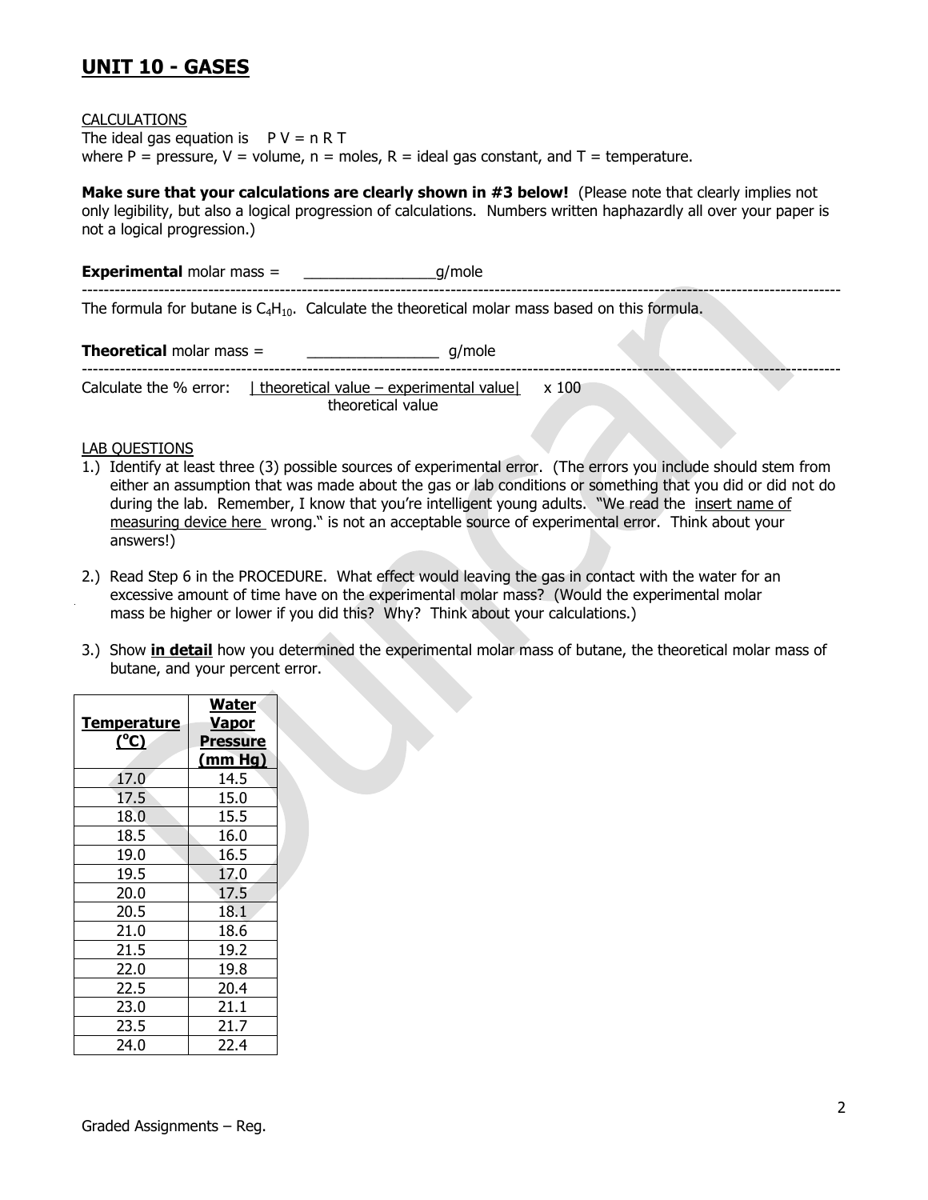## UNIT 10 - GASES

CALCULATIONS

The ideal gas equation is  P V = n R T

where P = pressure, V = volume, n = moles, R = ideal gas constant, and T = temperature.

**Make sure that your calculations are clearly shown in #3 below!** (Please note that clearly implies not only legibility, but also a logical progression of calculations. Numbers written haphazardly all over your paper is not a logical progression.)

**Experimental** molar mass = ________________g/mole

---

The formula for butane is $C_4H_{10}$. Calculate the theoretical molar mass based on this formula.

**Theoretical** molar mass = ________________ g/mole

---

Calculate the % error: $\dfrac{|\text{ theoretical value} - \text{experimental value}|}{\text{theoretical value}} \times 100$

LAB QUESTIONS

1.) Identify at least three (3) possible sources of experimental error. (The errors you include should stem from either an assumption that was made about the gas or lab conditions or something that you did or did not do during the lab. Remember, I know that you're intelligent young adults. "We read the insert name of measuring device here wrong." is not an acceptable source of experimental error. Think about your answers!)

2.) Read Step 6 in the PROCEDURE. What effect would leaving the gas in contact with the water for an excessive amount of time have on the experimental molar mass? (Would the experimental molar mass be higher or lower if you did this? Why? Think about your calculations.)

3.) Show **in detail** how you determined the experimental molar mass of butane, the theoretical molar mass of butane, and your percent error.

| Temperature (°C) | Water Vapor Pressure (mm Hg) |
|---|---|
| 17.0 | 14.5 |
| 17.5 | 15.0 |
| 18.0 | 15.5 |
| 18.5 | 16.0 |
| 19.0 | 16.5 |
| 19.5 | 17.0 |
| 20.0 | 17.5 |
| 20.5 | 18.1 |
| 21.0 | 18.6 |
| 21.5 | 19.2 |
| 22.0 | 19.8 |
| 22.5 | 20.4 |
| 23.0 | 21.1 |
| 23.5 | 21.7 |
| 24.0 | 22.4 |

Graded Assignments – Reg.